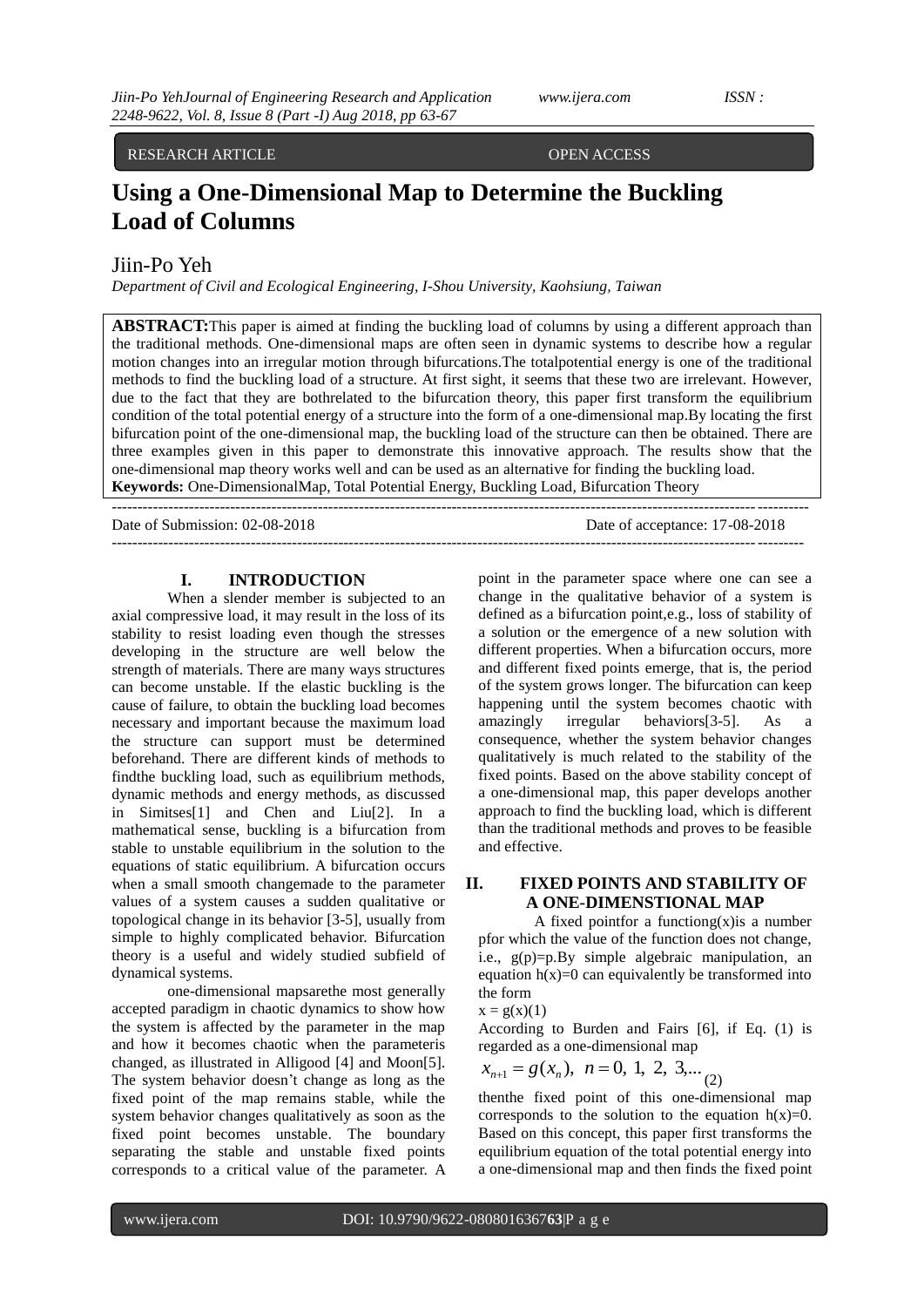RESEARCH ARTICLE OPEN ACCESS

# Using a One-Dimensional Map to Determine the Buckling Load of Columns

Jiin-Po Yeh

*Department of Civil and Ecological Engineering, I-Shou University, Kaohsiung, Taiwan*

**ABSTRACT:** This paper is aimed at finding the buckling load of columns by using a different approach than the traditional methods. One-dimensional maps are often seen in dynamic systems to describe how a regular motion changes into an irregular motion through bifurcations. The total potential energy is one of the traditional methods to find the buckling load of a structure. At first sight, it seems that these two are irrelevant. However, due to the fact that they are both related to the bifurcation theory, this paper first transform the equilibrium condition of the total potential energy of a structure into the form of a one-dimensional map. By locating the first bifurcation point of the one-dimensional map, the buckling load of the structure can then be obtained. There are three examples given in this paper to demonstrate this innovative approach. The results show that the one-dimensional map theory works well and can be used as an alternative for finding the buckling load.

**Keywords:** One-Dimensional Map, Total Potential Energy, Buckling Load, Bifurcation Theory

---

Date of Submission: 02-08-2018 Date of acceptance: 17-08-2018

---

## I. INTRODUCTION

When a slender member is subjected to an axial compressive load, it may result in the loss of its stability to resist loading even though the stresses developing in the structure are well below the strength of materials. There are many ways structures can become unstable. If the elastic buckling is the cause of failure, to obtain the buckling load becomes necessary and important because the maximum load the structure can support must be determined beforehand. There are different kinds of methods to find the buckling load, such as equilibrium methods, dynamic methods and energy methods, as discussed in Simitses[1] and Chen and Liu[2]. In a mathematical sense, buckling is a bifurcation from stable to unstable equilibrium in the solution to the equations of static equilibrium. A bifurcation occurs when a small smooth change made to the parameter values of a system causes a sudden qualitative or topological change in its behavior [3-5], usually from simple to highly complicated behavior. Bifurcation theory is a useful and widely studied subfield of dynamical systems.

one-dimensional maps are the most generally accepted paradigm in chaotic dynamics to show how the system is affected by the parameter in the map and how it becomes chaotic when the parameter is changed, as illustrated in Alligood [4] and Moon[5]. The system behavior doesn't change as long as the fixed point of the map remains stable, while the system behavior changes qualitatively as soon as the fixed point becomes unstable. The boundary separating the stable and unstable fixed points corresponds to a critical value of the parameter. A point in the parameter space where one can see a change in the qualitative behavior of a system is defined as a bifurcation point, e.g., loss of stability of a solution or the emergence of a new solution with different properties. When a bifurcation occurs, more and different fixed points emerge, that is, the period of the system grows longer. The bifurcation can keep happening until the system becomes chaotic with amazingly irregular behaviors[3-5]. As a consequence, whether the system behavior changes qualitatively is much related to the stability of the fixed points. Based on the above stability concept of a one-dimensional map, this paper develops another approach to find the buckling load, which is different than the traditional methods and proves to be feasible and effective.

## II. FIXED POINTS AND STABILITY OF A ONE-DIMENSTIONAL MAP

A fixed point for a function $g(x)$ is a number $p$ for which the value of the function does not change, i.e., $g(p)=p$. By simple algebraic manipulation, an equation $h(x)=0$ can equivalently be transformed into the form

$$x = g(x) \quad (1)$$

According to Burden and Fairs [6], if Eq. (1) is regarded as a one-dimensional map

$$x_{n+1} = g(x_n), \;\; n = 0, 1, 2, 3, ... \quad (2)$$

then the fixed point of this one-dimensional map corresponds to the solution to the equation $h(x)=0$. Based on this concept, this paper first transforms the equilibrium equation of the total potential energy into a one-dimensional map and then finds the fixed point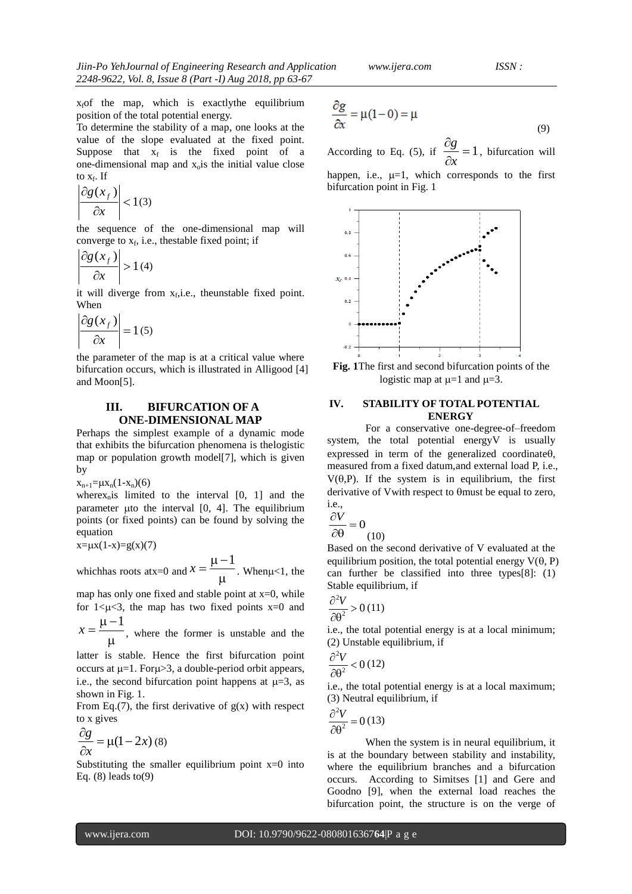$x_f$ of the map, which is exactly the equilibrium position of the total potential energy.

To determine the stability of a map, one looks at the value of the slope evaluated at the fixed point. Suppose that $x_f$ is the fixed point of a one-dimensional map and $x_o$ is the initial value close to $x_f$. If

$$\left|\frac{\partial g(x_f)}{\partial x}\right| < 1 \quad (3)$$

the sequence of the one-dimensional map will converge to $x_f$, i.e., the stable fixed point; if

$$\left|\frac{\partial g(x_f)}{\partial x}\right| > 1 \quad (4)$$

it will diverge from $x_f$, i.e., the unstable fixed point. When

$$\left|\frac{\partial g(x_f)}{\partial x}\right| = 1 \quad (5)$$

the parameter of the map is at a critical value where bifurcation occurs, which is illustrated in Alligood [4] and Moon[5].

## III. BIFURCATION OF A ONE-DIMENSIONAL MAP

Perhaps the simplest example of a dynamic mode that exhibits the bifurcation phenomena is the logistic map or population growth model[7], which is given by

$$x_{n+1}=\mu x_n(1-x_n) \quad (6)$$

where $x_n$ is limited to the interval [0, 1] and the parameter $\mu$ to the interval [0, 4]. The equilibrium points (or fixed points) can be found by solving the equation

$$x=\mu x(1-x)=g(x) \quad (7)$$

which has roots at $x=0$ and $x=\frac{\mu-1}{\mu}$. When $\mu<1$, the map has only one fixed and stable point at $x=0$, while for $1<\mu<3$, the map has two fixed points $x=0$ and $x=\frac{\mu-1}{\mu}$, where the former is unstable and the latter is stable. Hence the first bifurcation point occurs at $\mu=1$. For $\mu>3$, a double-period orbit appears, i.e., the second bifurcation point happens at $\mu=3$, as shown in Fig. 1.

From Eq.(7), the first derivative of g(x) with respect to x gives

$$\frac{\partial g}{\partial x}=\mu(1-2x) \quad (8)$$

Substituting the smaller equilibrium point $x=0$ into Eq. (8) leads to(9)

$$\frac{\partial g}{\partial x}=\mu(1-0)=\mu \quad (9)$$

According to Eq. (5), if $\frac{\partial g}{\partial x}=1$, bifurcation will happen, i.e., $\mu=1$, which corresponds to the first bifurcation point in Fig. 1

**Fig. 1** The first and second bifurcation points of the logistic map at $\mu=1$ and $\mu=3$.

## IV. STABILITY OF TOTAL POTENTIAL ENERGY

For a conservative one-degree-of–freedom system, the total potential energy V is usually expressed in term of the generalized coordinate $\theta$, measured from a fixed datum, and external load P, i.e., $V(\theta,P)$. If the system is in equilibrium, the first derivative of V with respect to $\theta$ must be equal to zero, i.e.,

$$\frac{\partial V}{\partial \theta}=0 \quad (10)$$

Based on the second derivative of V evaluated at the equilibrium position, the total potential energy $V(\theta, P)$ can further be classified into three types[8]: (1) Stable equilibrium, if

$$\frac{\partial^2 V}{\partial \theta^2}>0 \quad (11)$$

i.e., the total potential energy is at a local minimum; (2) Unstable equilibrium, if

$$\frac{\partial^2 V}{\partial \theta^2}<0 \quad (12)$$

i.e., the total potential energy is at a local maximum; (3) Neutral equilibrium, if

$$\frac{\partial^2 V}{\partial \theta^2}=0 \quad (13)$$

When the system is in neural equilibrium, it is at the boundary between stability and instability, where the equilibrium branches and a bifurcation occurs. According to Simitses [1] and Gere and Goodno [9], when the external load reaches the bifurcation point, the structure is on the verge of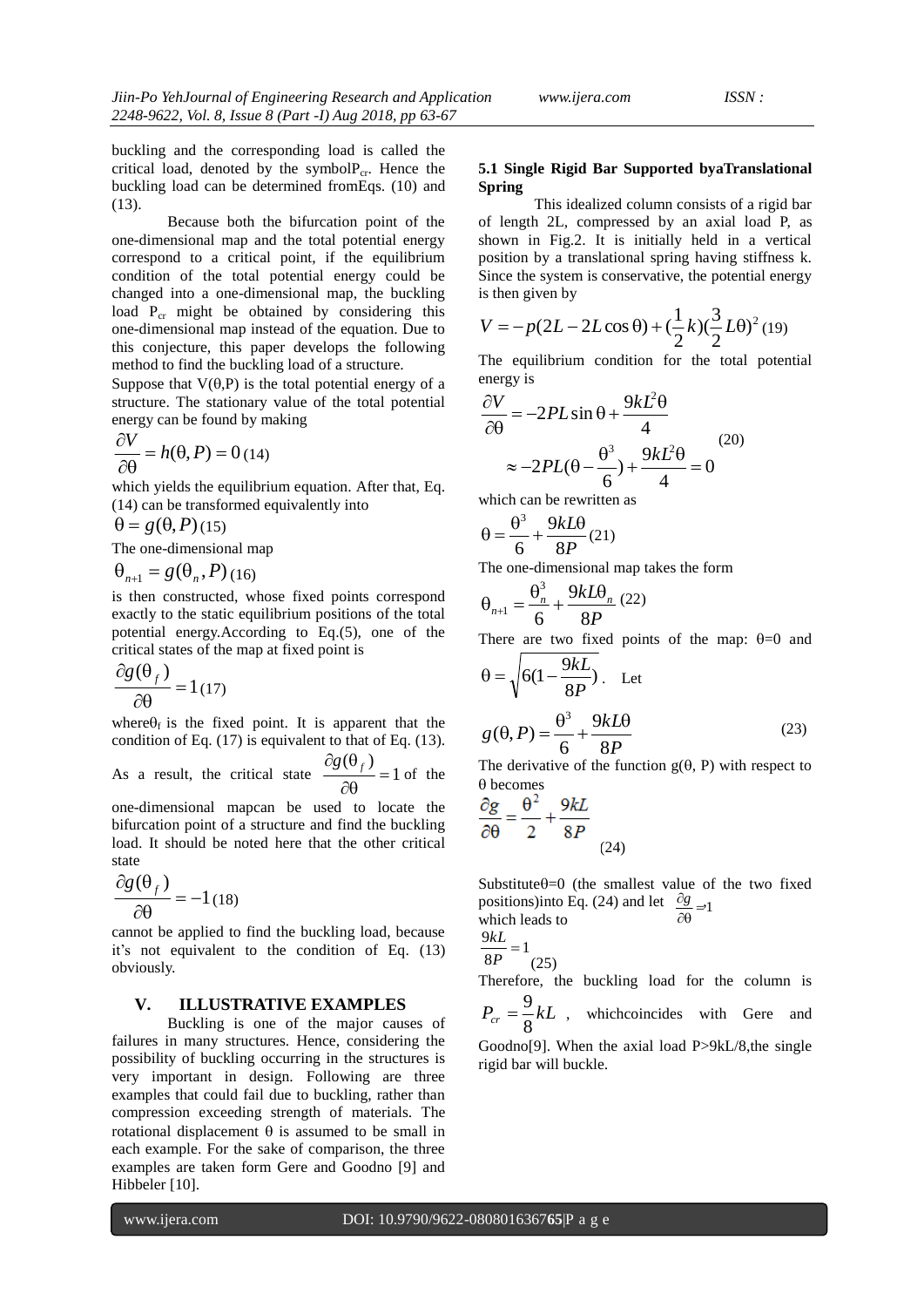buckling and the corresponding load is called the critical load, denoted by the symbol$P_{cr}$. Hence the buckling load can be determined fromEqs. (10) and (13).

Because both the bifurcation point of the one-dimensional map and the total potential energy correspond to a critical point, if the equilibrium condition of the total potential energy could be changed into a one-dimensional map, the buckling load $P_{cr}$ might be obtained by considering this one-dimensional map instead of the equation. Due to this conjecture, this paper develops the following method to find the buckling load of a structure.

Suppose that $V(\theta,P)$ is the total potential energy of a structure. The stationary value of the total potential energy can be found by making

$$\frac{\partial V}{\partial \theta} = h(\theta, P) = 0 \quad (14)$$

which yields the equilibrium equation. After that, Eq. (14) can be transformed equivalently into

$$\theta = g(\theta, P) \quad (15)$$

The one-dimensional map

$$\theta_{n+1} = g(\theta_n, P) \quad (16)$$

is then constructed, whose fixed points correspond exactly to the static equilibrium positions of the total potential energy.According to Eq.(5), one of the critical states of the map at fixed point is

$$\frac{\partial g(\theta_f)}{\partial \theta} = 1 \quad (17)$$

where$\theta_f$ is the fixed point. It is apparent that the condition of Eq. (17) is equivalent to that of Eq. (13). As a result, the critical state $\frac{\partial g(\theta_f)}{\partial \theta} = 1$ of the one-dimensional mapcan be used to locate the bifurcation point of a structure and find the buckling load. It should be noted here that the other critical state

$$\frac{\partial g(\theta_f)}{\partial \theta} = -1 \quad (18)$$

cannot be applied to find the buckling load, because it's not equivalent to the condition of Eq. (13) obviously.

## V. ILLUSTRATIVE EXAMPLES

Buckling is one of the major causes of failures in many structures. Hence, considering the possibility of buckling occurring in the structures is very important in design. Following are three examples that could fail due to buckling, rather than compression exceeding strength of materials. The rotational displacement $\theta$ is assumed to be small in each example. For the sake of comparison, the three examples are taken form Gere and Goodno [9] and Hibbeler [10].

### 5.1 Single Rigid Bar Supported byaTranslational Spring

This idealized column consists of a rigid bar of length 2L, compressed by an axial load P, as shown in Fig.2. It is initially held in a vertical position by a translational spring having stiffness k. Since the system is conservative, the potential energy is then given by

$$V = -p(2L - 2L\cos\theta) + (\frac{1}{2}k)(\frac{3}{2}L\theta)^2 \quad (19)$$

The equilibrium condition for the total potential energy is

$$\begin{aligned} \frac{\partial V}{\partial \theta} &= -2PL\sin\theta + \frac{9kL^2\theta}{4} \\ &\approx -2PL(\theta - \frac{\theta^3}{6}) + \frac{9kL^2\theta}{4} = 0 \end{aligned} \quad (20)$$

which can be rewritten as

$$\theta = \frac{\theta^3}{6} + \frac{9kL\theta}{8P} \quad (21)$$

The one-dimensional map takes the form

$$\theta_{n+1} = \frac{\theta_n^3}{6} + \frac{9kL\theta_n}{8P} \quad (22)$$

There are two fixed points of the map: $\theta=0$ and $\theta = \sqrt{6(1 - \frac{9kL}{8P})}$. Let

$$g(\theta, P) = \frac{\theta^3}{6} + \frac{9kL\theta}{8P} \quad (23)$$

The derivative of the function $g(\theta, P)$ with respect to $\theta$ becomes

$$\frac{\partial g}{\partial \theta} = \frac{\theta^2}{2} + \frac{9kL}{8P} \quad (24)$$

Substitute$\theta=0$ (the smallest value of the two fixed positions)into Eq. (24) and let $\frac{\partial g}{\partial \theta} = 1$ which leads to

$$\frac{9kL}{8P} = 1 \quad (25)$$

Therefore, the buckling load for the column is $P_{cr} = \frac{9}{8}kL$, whichcoincides with Gere and Goodno[9]. When the axial load $P>9kL/8$,the single rigid bar will buckle.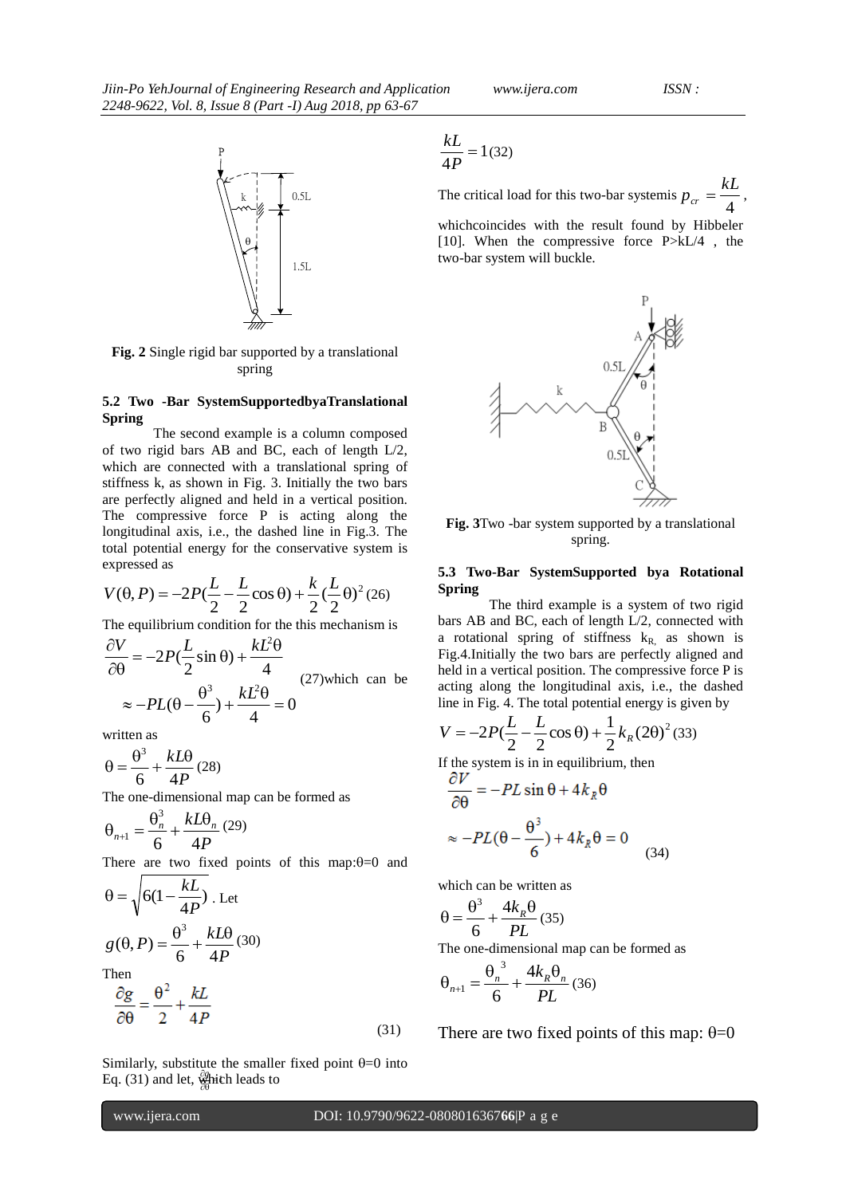**Fig. 2** Single rigid bar supported by a translational spring

### 5.2 Two -Bar SystemSupportedbyaTranslational Spring

The second example is a column composed of two rigid bars AB and BC, each of length L/2, which are connected with a translational spring of stiffness k, as shown in Fig. 3. Initially the two bars are perfectly aligned and held in a vertical position. The compressive force P is acting along the longitudinal axis, i.e., the dashed line in Fig.3. The total potential energy for the conservative system is expressed as

$$V(\theta, P) = -2P(\frac{L}{2} - \frac{L}{2}\cos\theta) + \frac{k}{2}(\frac{L}{2}\theta)^2 \quad (26)$$

The equilibrium condition for the this mechanism is

$$\frac{\partial V}{\partial \theta} = -2P(\frac{L}{2}\sin\theta) + \frac{kL^2\theta}{4} \approx -PL(\theta - \frac{\theta^3}{6}) + \frac{kL^2\theta}{4} = 0 \quad (27)$$

which can be written as

$$\theta = \frac{\theta^3}{6} + \frac{kL\theta}{4P} \quad (28)$$

The one-dimensional map can be formed as

$$\theta_{n+1} = \frac{\theta_n^3}{6} + \frac{kL\theta_n}{4P} \quad (29)$$

There are two fixed points of this map:$\theta$=0 and $\theta = \sqrt{6(1 - \frac{kL}{4P})}$ . Let

$$g(\theta, P) = \frac{\theta^3}{6} + \frac{kL\theta}{4P} \quad (30)$$

Then

$$\frac{\partial g}{\partial \theta} = \frac{\theta^2}{2} + \frac{kL}{4P} \quad (31)$$

Similarly, substitute the smaller fixed point $\theta$=0 into Eq. (31) and let, $\frac{\partial g}{\partial \theta}=1$ which leads to

$$\frac{kL}{4P} = 1 \quad (32)$$

The critical load for this two-bar systemis $p_{cr} = \frac{kL}{4}$, whichcoincides with the result found by Hibbeler [10]. When the compressive force P>kL/4 , the two-bar system will buckle.

**Fig. 3**Two -bar system supported by a translational spring.

### 5.3 Two-Bar SystemSupported bya Rotational Spring

The third example is a system of two rigid bars AB and BC, each of length L/2, connected with a rotational spring of stiffness $k_R$, as shown is Fig.4.Initially the two bars are perfectly aligned and held in a vertical position. The compressive force P is acting along the longitudinal axis, i.e., the dashed line in Fig. 4. The total potential energy is given by

$$V = -2P(\frac{L}{2} - \frac{L}{2}\cos\theta) + \frac{1}{2}k_R(2\theta)^2 \quad (33)$$

If the system is in in equilibrium, then

$$\frac{\partial V}{\partial \theta} = -PL\sin\theta + 4k_R\theta \approx -PL(\theta - \frac{\theta^3}{6}) + 4k_R\theta = 0 \quad (34)$$

which can be written as

$$\theta = \frac{\theta^3}{6} + \frac{4k_R\theta}{PL} \quad (35)$$

The one-dimensional map can be formed as

$$\theta_{n+1} = \frac{\theta_n^{\ 3}}{6} + \frac{4k_R\theta_n}{PL} \quad (36)$$

There are two fixed points of this map: $\theta$=0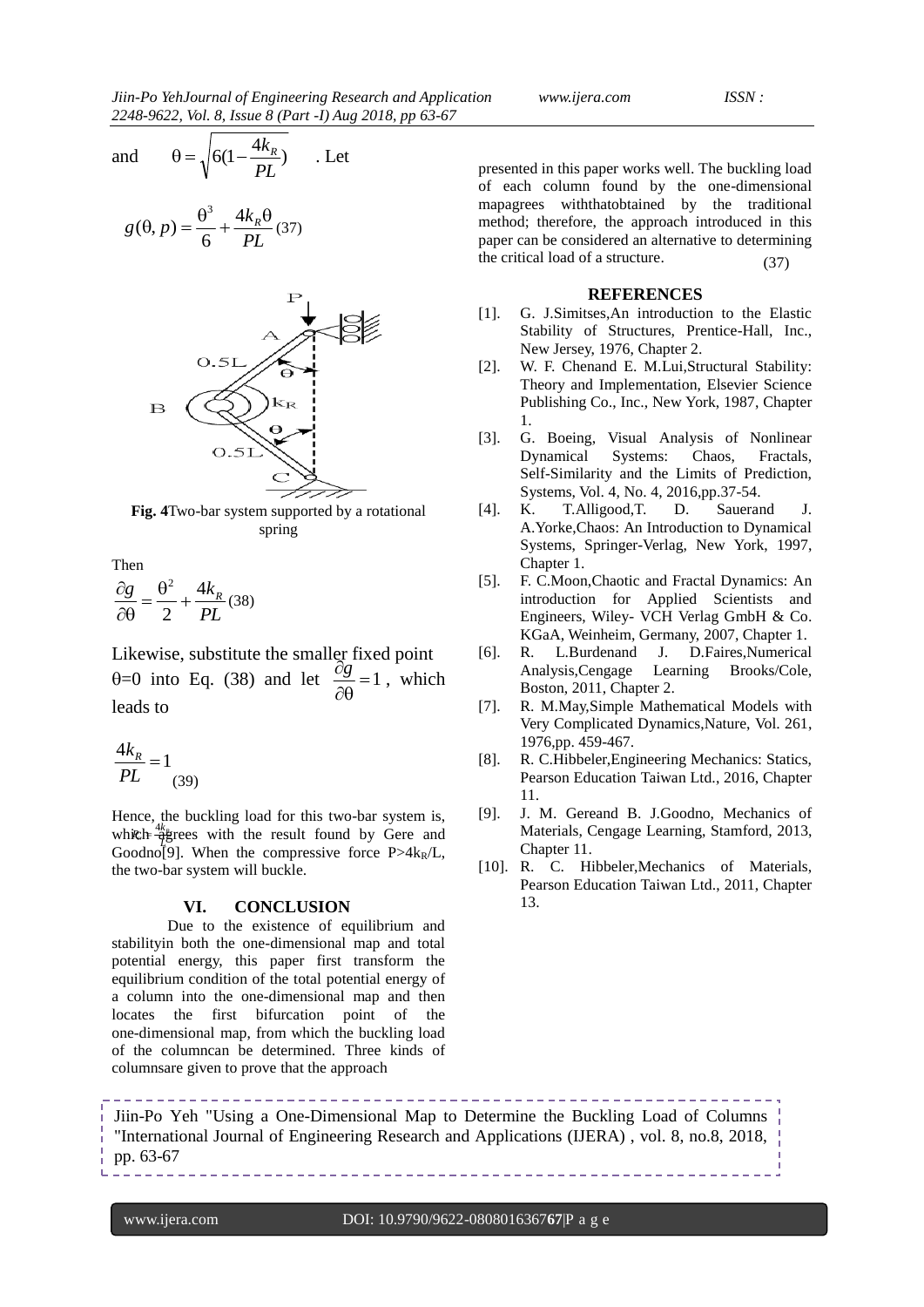and $\theta = \sqrt{6(1-\frac{4k_R}{PL})}$ . Let

$$g(\theta, p) = \frac{\theta^3}{6} + \frac{4k_R\theta}{PL} \quad (37)$$

**Fig. 4**Two-bar system supported by a rotational spring

Then

$$\frac{\partial g}{\partial \theta} = \frac{\theta^2}{2} + \frac{4k_R}{PL} \quad (38)$$

Likewise, substitute the smaller fixed point $\theta$=0 into Eq. (38) and let $\frac{\partial g}{\partial \theta} = 1$ , which leads to

$$\frac{4k_R}{PL} = 1 \quad (39)$$

Hence, the buckling load for this two-bar system is, $\frac{4k_R}{L}$ which agrees with the result found by Gere and Goodno[9]. When the compressive force $P>4k_R/L$, the two-bar system will buckle.

## VI. CONCLUSION

Due to the existence of equilibrium and stabilityin both the one-dimensional map and total potential energy, this paper first transform the equilibrium condition of the total potential energy of a column into the one-dimensional map and then locates the first bifurcation point of the one-dimensional map, from which the buckling load of the columncan be determined. Three kinds of columnsare given to prove that the approach presented in this paper works well. The buckling load of each column found by the one-dimensional mapagrees withthatobtained by the traditional method; therefore, the approach introduced in this paper can be considered an alternative to determining the critical load of a structure.

(37)

## REFERENCES

[1]. G. J.Simitses,An introduction to the Elastic Stability of Structures, Prentice-Hall, Inc., New Jersey, 1976, Chapter 2.

[2]. W. F. Chenand E. M.Lui,Structural Stability: Theory and Implementation, Elsevier Science Publishing Co., Inc., New York, 1987, Chapter 1.

[3]. G. Boeing, Visual Analysis of Nonlinear Dynamical Systems: Chaos, Fractals, Self-Similarity and the Limits of Prediction, Systems, Vol. 4, No. 4, 2016,pp.37-54.

[4]. K. T.Alligood,T. D. Sauerand J. A.Yorke,Chaos: An Introduction to Dynamical Systems, Springer-Verlag, New York, 1997, Chapter 1.

[5]. F. C.Moon,Chaotic and Fractal Dynamics: An introduction for Applied Scientists and Engineers, Wiley- VCH Verlag GmbH & Co. KGaA, Weinheim, Germany, 2007, Chapter 1.

[6]. R. L.Burdenand J. D.Faires,Numerical Analysis,Cengage Learning Brooks/Cole, Boston, 2011, Chapter 2.

[7]. R. M.May,Simple Mathematical Models with Very Complicated Dynamics,Nature, Vol. 261, 1976,pp. 459-467.

[8]. R. C.Hibbeler,Engineering Mechanics: Statics, Pearson Education Taiwan Ltd., 2016, Chapter 11.

[9]. J. M. Gereand B. J.Goodno, Mechanics of Materials, Cengage Learning, Stamford, 2013, Chapter 11.

[10]. R. C. Hibbeler,Mechanics of Materials, Pearson Education Taiwan Ltd., 2011, Chapter 13.

Jiin-Po Yeh "Using a One-Dimensional Map to Determine the Buckling Load of Columns "International Journal of Engineering Research and Applications (IJERA) , vol. 8, no.8, 2018, pp. 63-67